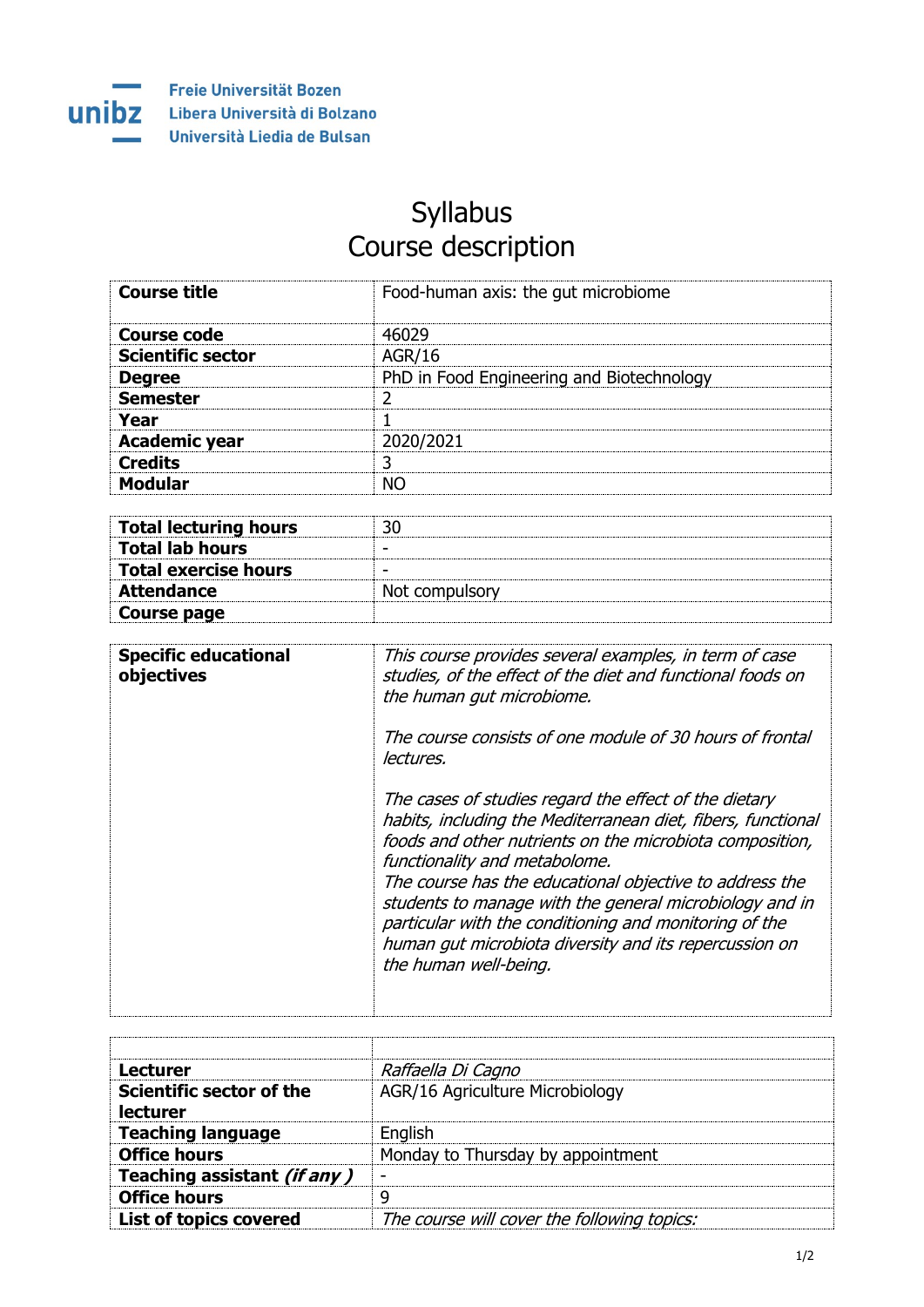Freie Universität Bozen
Libera Università di Bolzano
Università Liedia de Bulsan

# Syllabus
# Course description

| | |
|---|---|
| **Course title** | Food-human axis: the gut microbiome |
| **Course code** | 46029 |
| **Scientific sector** | AGR/16 |
| **Degree** | PhD in Food Engineering and Biotechnology |
| **Semester** | 2 |
| **Year** | 1 |
| **Academic year** | 2020/2021 |
| **Credits** | 3 |
| **Modular** | NO |

| | |
|---|---|
| **Total lecturing hours** | 30 |
| **Total lab hours** | - |
| **Total exercise hours** | - |
| **Attendance** | Not compulsory |
| **Course page** | |

| | |
|---|---|
| **Specific educational objectives** | *This course provides several examples, in term of case studies, of the effect of the diet and functional foods on the human gut microbiome.* <br><br> *The course consists of one module of 30 hours of frontal lectures.* <br><br> *The cases of studies regard the effect of the dietary habits, including the Mediterranean diet, fibers, functional foods and other nutrients on the microbiota composition, functionality and metabolome.* <br> *The course has the educational objective to address the students to manage with the general microbiology and in particular with the conditioning and monitoring of the human gut microbiota diversity and its repercussion on the human well-being.* |

| | |
|---|---|
| | |
| **Lecturer** | *Raffaella Di Cagno* |
| **Scientific sector of the lecturer** | AGR/16 Agriculture Microbiology |
| **Teaching language** | English |
| **Office hours** | Monday to Thursday by appointment |
| **Teaching assistant *(if any )*** | - |
| **Office hours** | 9 |
| **List of topics covered** | *The course will cover the following topics:* |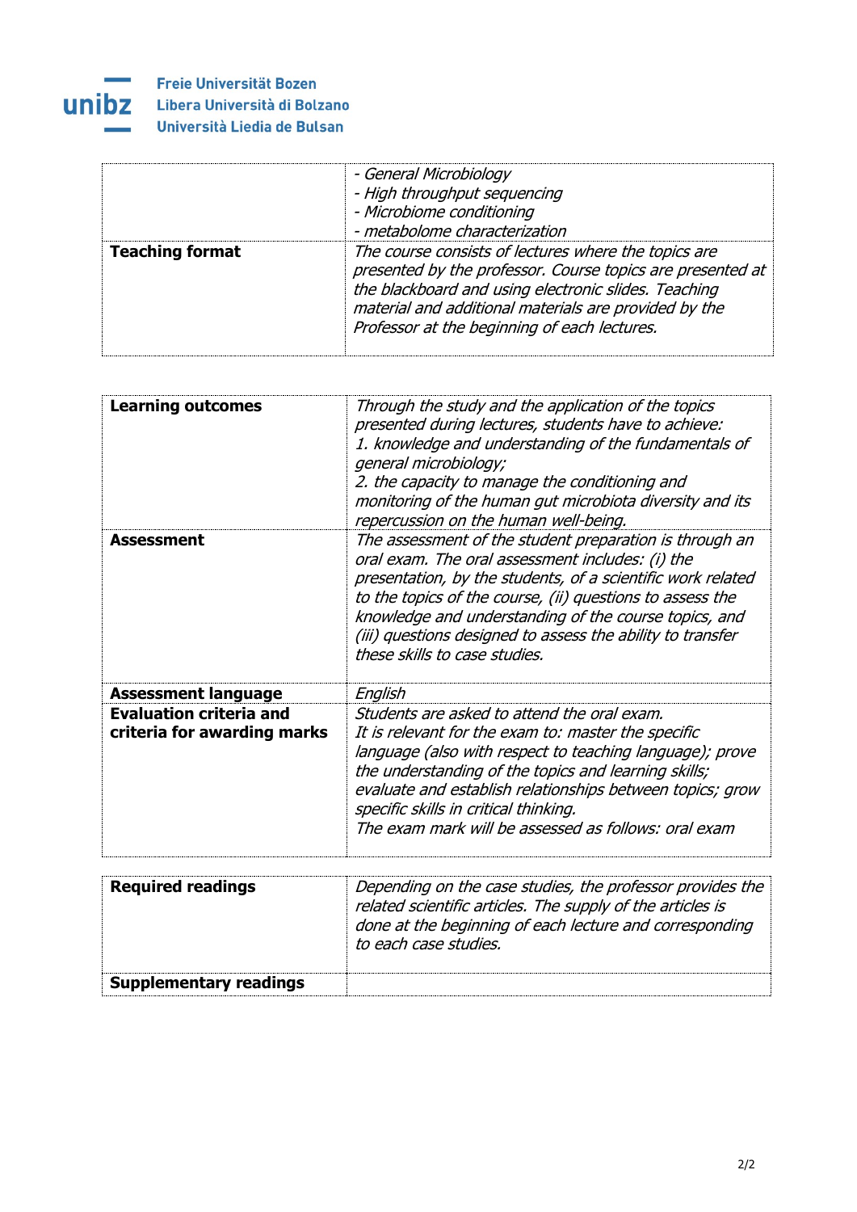| | |
|---|---|
| | *- General Microbiology*<br>*- High throughput sequencing*<br>*- Microbiome conditioning*<br>*- metabolome characterization* |
| **Teaching format** | *The course consists of lectures where the topics are presented by the professor. Course topics are presented at the blackboard and using electronic slides. Teaching material and additional materials are provided by the Professor at the beginning of each lectures.* |

| | |
|---|---|
| **Learning outcomes** | *Through the study and the application of the topics presented during lectures, students have to achieve:*<br>*1. knowledge and understanding of the fundamentals of general microbiology;*<br>*2. the capacity to manage the conditioning and monitoring of the human gut microbiota diversity and its repercussion on the human well-being.* |
| **Assessment** | *The assessment of the student preparation is through an oral exam. The oral assessment includes: (i) the presentation, by the students, of a scientific work related to the topics of the course, (ii) questions to assess the knowledge and understanding of the course topics, and (iii) questions designed to assess the ability to transfer these skills to case studies.* |
| **Assessment language** | *English* |
| **Evaluation criteria and criteria for awarding marks** | *Students are asked to attend the oral exam.*<br>*It is relevant for the exam to: master the specific language (also with respect to teaching language); prove the understanding of the topics and learning skills; evaluate and establish relationships between topics; grow specific skills in critical thinking.*<br>*The exam mark will be assessed as follows: oral exam* |

| | |
|---|---|
| **Required readings** | *Depending on the case studies, the professor provides the related scientific articles. The supply of the articles is done at the beginning of each lecture and corresponding to each case studies.* |
| **Supplementary readings** | |